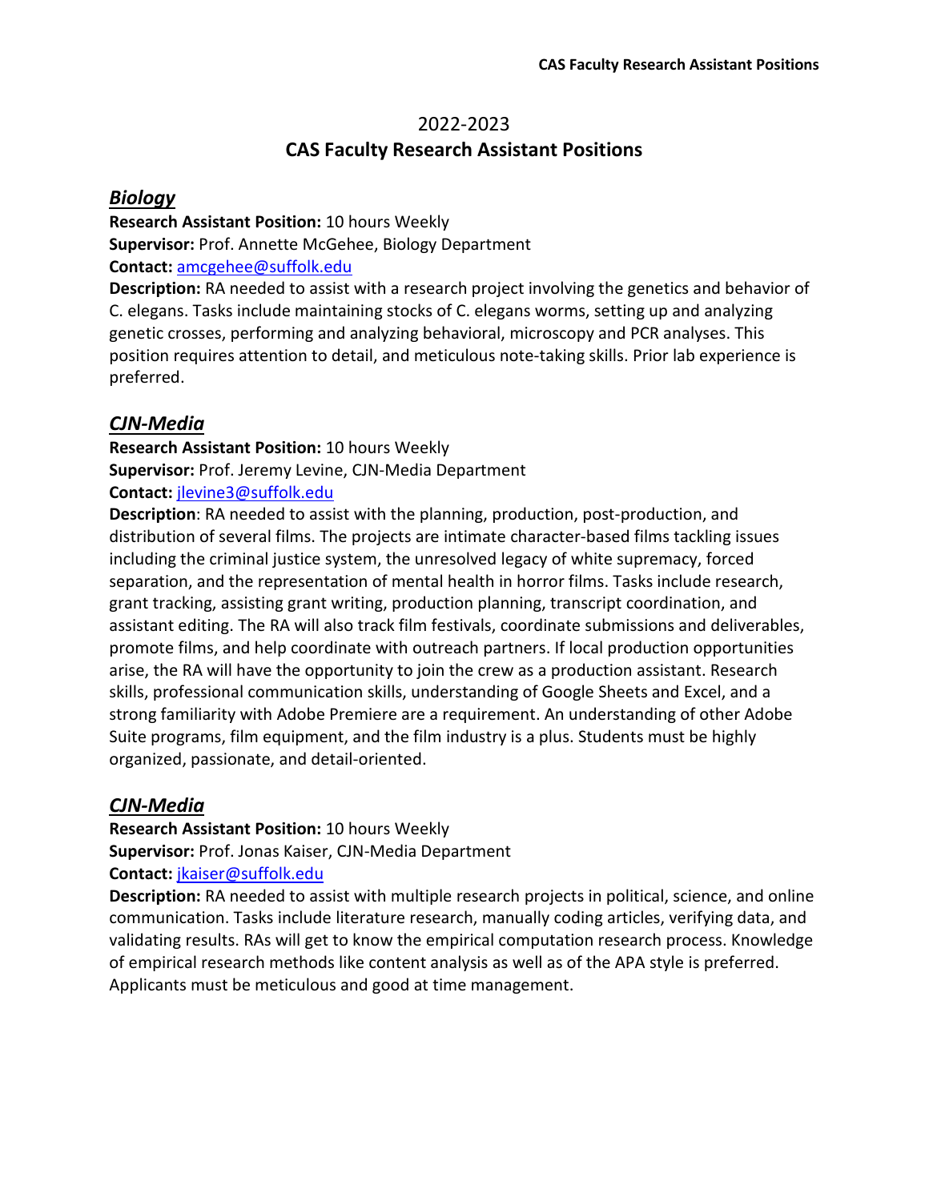# 2022-2023
# CAS Faculty Research Assistant Positions

## *Biology*

**Research Assistant Position:** 10 hours Weekly
**Supervisor:** Prof. Annette McGehee, Biology Department
**Contact:** amcgehee@suffolk.edu
**Description:** RA needed to assist with a research project involving the genetics and behavior of C. elegans. Tasks include maintaining stocks of C. elegans worms, setting up and analyzing genetic crosses, performing and analyzing behavioral, microscopy and PCR analyses. This position requires attention to detail, and meticulous note-taking skills. Prior lab experience is preferred.

## *CJN-Media*

**Research Assistant Position:** 10 hours Weekly
**Supervisor:** Prof. Jeremy Levine, CJN-Media Department
**Contact:** jlevine3@suffolk.edu
**Description**: RA needed to assist with the planning, production, post-production, and distribution of several films. The projects are intimate character-based films tackling issues including the criminal justice system, the unresolved legacy of white supremacy, forced separation, and the representation of mental health in horror films. Tasks include research, grant tracking, assisting grant writing, production planning, transcript coordination, and assistant editing. The RA will also track film festivals, coordinate submissions and deliverables, promote films, and help coordinate with outreach partners. If local production opportunities arise, the RA will have the opportunity to join the crew as a production assistant. Research skills, professional communication skills, understanding of Google Sheets and Excel, and a strong familiarity with Adobe Premiere are a requirement. An understanding of other Adobe Suite programs, film equipment, and the film industry is a plus. Students must be highly organized, passionate, and detail-oriented.

## *CJN-Media*

**Research Assistant Position:** 10 hours Weekly
**Supervisor:** Prof. Jonas Kaiser, CJN-Media Department
**Contact:** jkaiser@suffolk.edu
**Description:** RA needed to assist with multiple research projects in political, science, and online communication. Tasks include literature research, manually coding articles, verifying data, and validating results. RAs will get to know the empirical computation research process. Knowledge of empirical research methods like content analysis as well as of the APA style is preferred. Applicants must be meticulous and good at time management.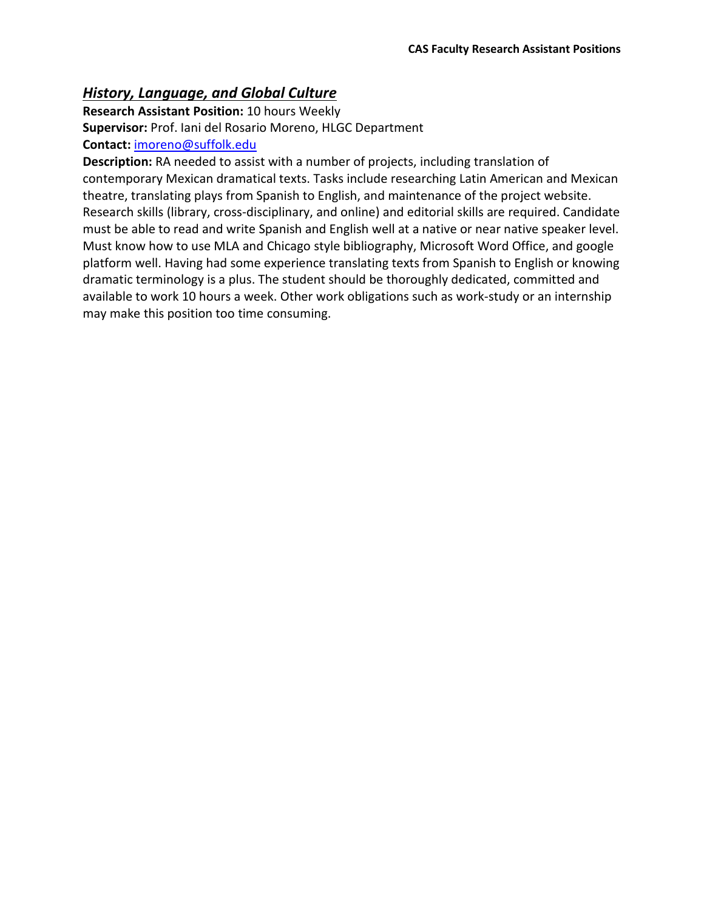## ***History, Language, and Global Culture***

**Research Assistant Position:** 10 hours Weekly
**Supervisor:** Prof. Iani del Rosario Moreno, HLGC Department
**Contact:** imoreno@suffolk.edu
**Description:** RA needed to assist with a number of projects, including translation of contemporary Mexican dramatical texts. Tasks include researching Latin American and Mexican theatre, translating plays from Spanish to English, and maintenance of the project website. Research skills (library, cross-disciplinary, and online) and editorial skills are required. Candidate must be able to read and write Spanish and English well at a native or near native speaker level. Must know how to use MLA and Chicago style bibliography, Microsoft Word Office, and google platform well. Having had some experience translating texts from Spanish to English or knowing dramatic terminology is a plus. The student should be thoroughly dedicated, committed and available to work 10 hours a week. Other work obligations such as work-study or an internship may make this position too time consuming.